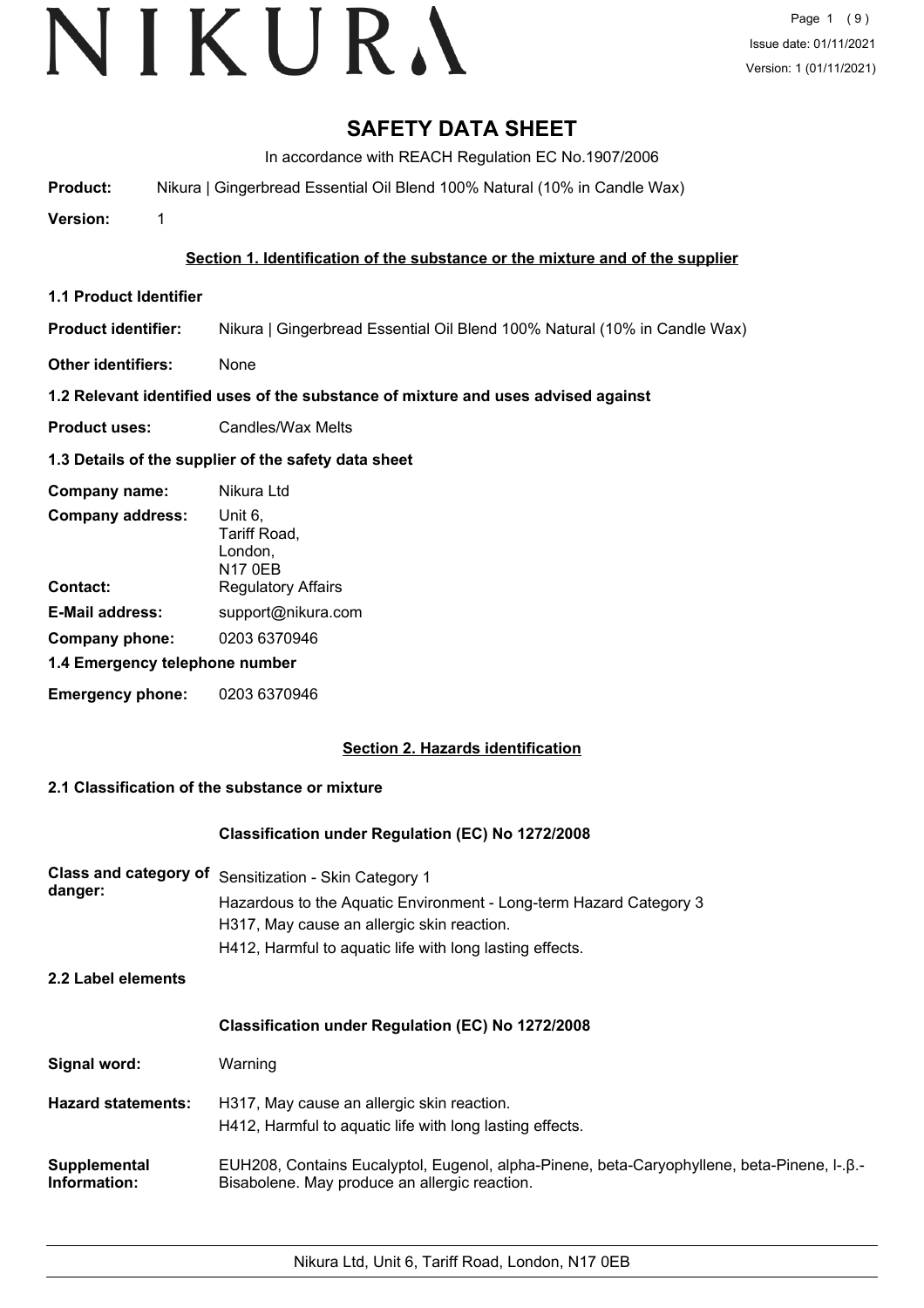# SAFETY DATA SHEET

In accordance with REACH Regulation EC No.1907/2006

**Product:** Nikura | Gingerbread Essential Oil Blend 100% Natural (10% in Candle Wax)

**Version:** 1

## Section 1. Identification of the substance or the mixture and of the supplier

### 1.1 Product Identifier

**Product identifier:** Nikura | Gingerbread Essential Oil Blend 100% Natural (10% in Candle Wax)

**Other identifiers:** None

### 1.2 Relevant identified uses of the substance of mixture and uses advised against

**Product uses:** Candles/Wax Melts

### 1.3 Details of the supplier of the safety data sheet

**Company name:** Nikura Ltd

**Company address:** Unit 6,
Tariff Road,
London,
N17 0EB

**Contact:** Regulatory Affairs

**E-Mail address:** support@nikura.com

**Company phone:** 0203 6370946

### 1.4 Emergency telephone number

**Emergency phone:** 0203 6370946

## Section 2. Hazards identification

### 2.1 Classification of the substance or mixture

**Classification under Regulation (EC) No 1272/2008**

**Class and category of danger:**
Sensitization - Skin Category 1
Hazardous to the Aquatic Environment - Long-term Hazard Category 3
H317, May cause an allergic skin reaction.
H412, Harmful to aquatic life with long lasting effects.

### 2.2 Label elements

**Classification under Regulation (EC) No 1272/2008**

**Signal word:** Warning

**Hazard statements:**
H317, May cause an allergic skin reaction.
H412, Harmful to aquatic life with long lasting effects.

**Supplemental Information:** EUH208, Contains Eucalyptol, Eugenol, alpha-Pinene, beta-Caryophyllene, beta-Pinene, l-.β.-Bisabolene. May produce an allergic reaction.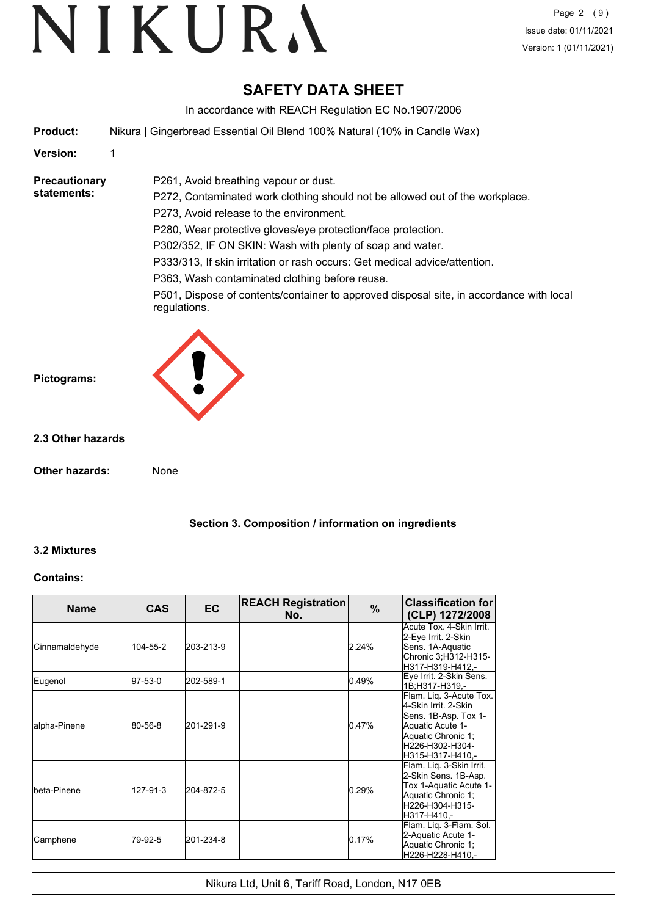# SAFETY DATA SHEET

In accordance with REACH Regulation EC No.1907/2006

**Product:** Nikura | Gingerbread Essential Oil Blend 100% Natural (10% in Candle Wax)

**Version:** 1

**Precautionary statements:**

P261, Avoid breathing vapour or dust.

P272, Contaminated work clothing should not be allowed out of the workplace.

P273, Avoid release to the environment.

P280, Wear protective gloves/eye protection/face protection.

P302/352, IF ON SKIN: Wash with plenty of soap and water.

P333/313, If skin irritation or rash occurs: Get medical advice/attention.

P363, Wash contaminated clothing before reuse.

P501, Dispose of contents/container to approved disposal site, in accordance with local regulations.

**Pictograms:**

### 2.3 Other hazards

**Other hazards:** None

## Section 3. Composition / information on ingredients

### 3.2 Mixtures

**Contains:**

| Name | CAS | EC | REACH Registration No. | % | Classification for (CLP) 1272/2008 |
|---|---|---|---|---|---|
| Cinnamaldehyde | 104-55-2 | 203-213-9 | | 2.24% | Acute Tox. 4-Skin Irrit. 2-Eye Irrit. 2-Skin Sens. 1A-Aquatic Chronic 3;H312-H315-H317-H319-H412,- |
| Eugenol | 97-53-0 | 202-589-1 | | 0.49% | Eye Irrit. 2-Skin Sens. 1B;H317-H319,- |
| alpha-Pinene | 80-56-8 | 201-291-9 | | 0.47% | Flam. Liq. 3-Acute Tox. 4-Skin Irrit. 2-Skin Sens. 1B-Asp. Tox 1-Aquatic Acute 1-Aquatic Chronic 1; H226-H302-H304-H315-H317-H410,- |
| beta-Pinene | 127-91-3 | 204-872-5 | | 0.29% | Flam. Liq. 3-Skin Irrit. 2-Skin Sens. 1B-Asp. Tox 1-Aquatic Acute 1-Aquatic Chronic 1; H226-H304-H315-H317-H410,- |
| Camphene | 79-92-5 | 201-234-8 | | 0.17% | Flam. Liq. 3-Flam. Sol. 2-Aquatic Acute 1-Aquatic Chronic 1; H226-H228-H410,- |

Nikura Ltd, Unit 6, Tariff Road, London, N17 0EB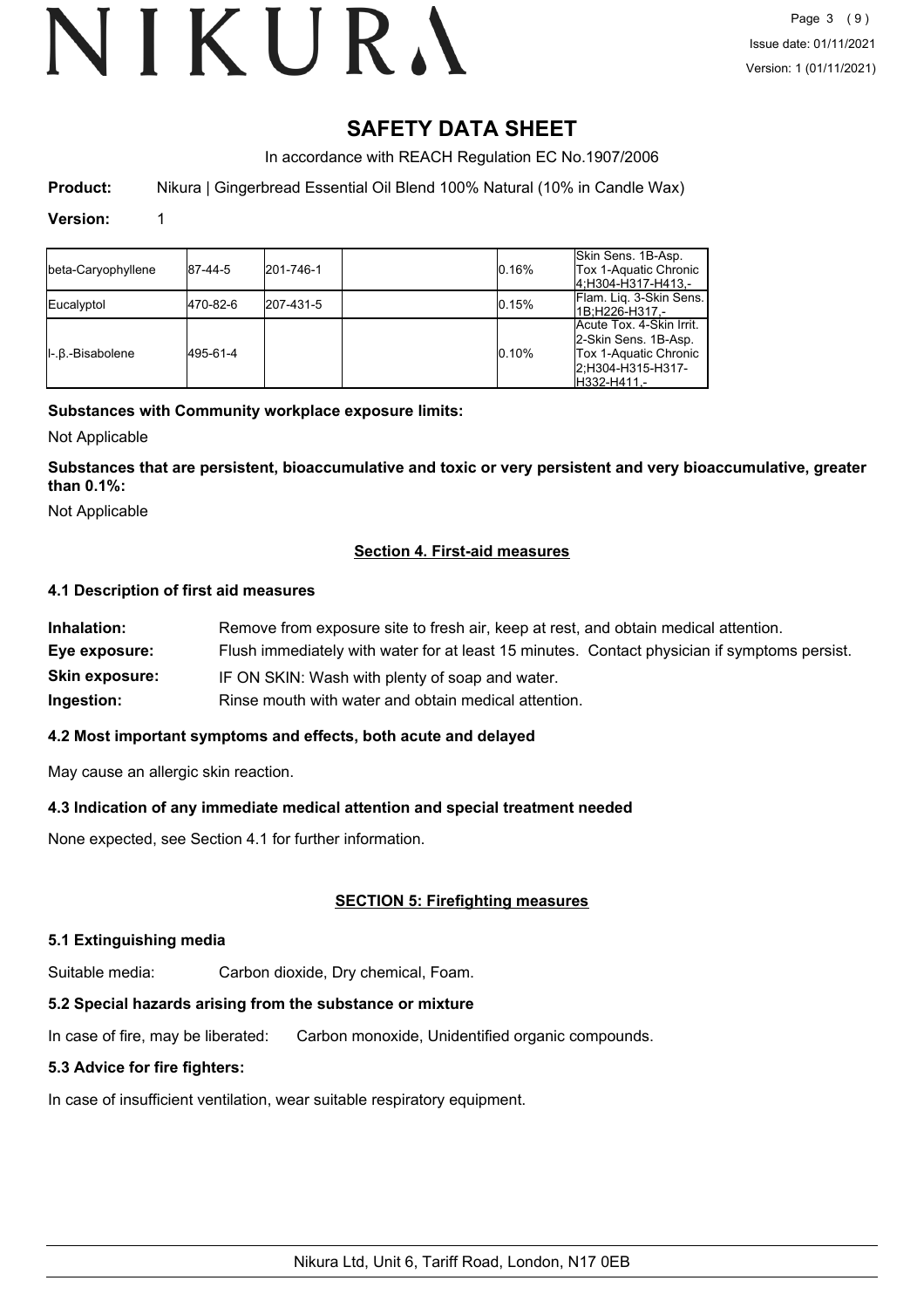# SAFETY DATA SHEET

In accordance with REACH Regulation EC No.1907/2006

**Product:** Nikura | Gingerbread Essential Oil Blend 100% Natural (10% in Candle Wax)

**Version:** 1

| | | | | | |
|---|---|---|---|---|---|
| beta-Caryophyllene | 87-44-5 | 201-746-1 | | 0.16% | Skin Sens. 1B-Asp. Tox 1-Aquatic Chronic 4;H304-H317-H413,- |
| Eucalyptol | 470-82-6 | 207-431-5 | | 0.15% | Flam. Liq. 3-Skin Sens. 1B;H226-H317,- |
| l-.β.-Bisabolene | 495-61-4 | | | 0.10% | Acute Tox. 4-Skin Irrit. 2-Skin Sens. 1B-Asp. Tox 1-Aquatic Chronic 2;H304-H315-H317-H332-H411,- |

**Substances with Community workplace exposure limits:**

Not Applicable

**Substances that are persistent, bioaccumulative and toxic or very persistent and very bioaccumulative, greater than 0.1%:**

Not Applicable

## Section 4. First-aid measures

### 4.1 Description of first aid measures

**Inhalation:** Remove from exposure site to fresh air, keep at rest, and obtain medical attention.

**Eye exposure:** Flush immediately with water for at least 15 minutes. Contact physician if symptoms persist.

**Skin exposure:** IF ON SKIN: Wash with plenty of soap and water.

**Ingestion:** Rinse mouth with water and obtain medical attention.

### 4.2 Most important symptoms and effects, both acute and delayed

May cause an allergic skin reaction.

### 4.3 Indication of any immediate medical attention and special treatment needed

None expected, see Section 4.1 for further information.

## SECTION 5: Firefighting measures

### 5.1 Extinguishing media

Suitable media: Carbon dioxide, Dry chemical, Foam.

### 5.2 Special hazards arising from the substance or mixture

In case of fire, may be liberated: Carbon monoxide, Unidentified organic compounds.

### 5.3 Advice for fire fighters:

In case of insufficient ventilation, wear suitable respiratory equipment.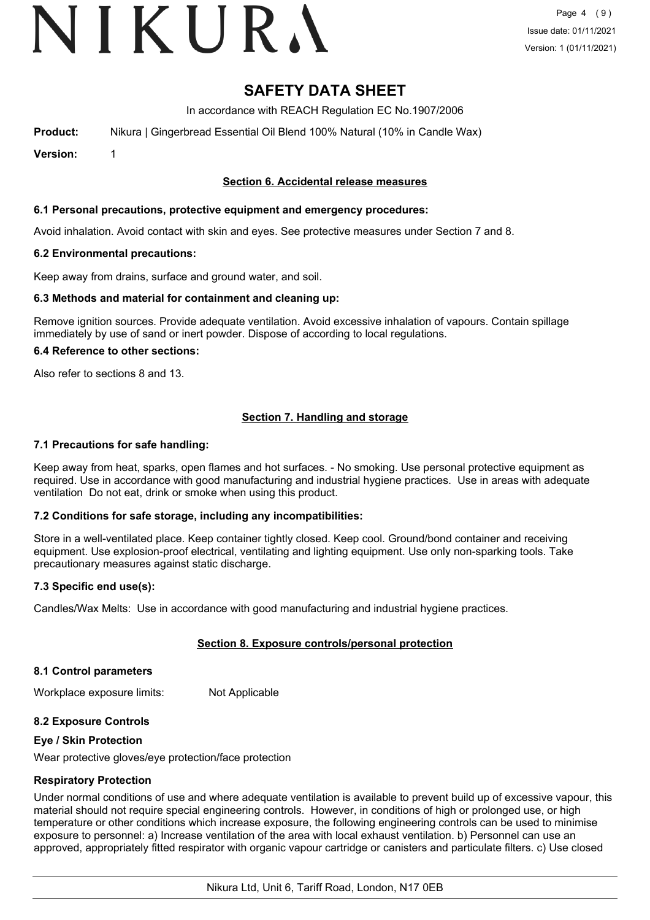# SAFETY DATA SHEET

In accordance with REACH Regulation EC No.1907/2006

**Product:** Nikura | Gingerbread Essential Oil Blend 100% Natural (10% in Candle Wax)

**Version:** 1

## Section 6. Accidental release measures

### 6.1 Personal precautions, protective equipment and emergency procedures:

Avoid inhalation. Avoid contact with skin and eyes. See protective measures under Section 7 and 8.

### 6.2 Environmental precautions:

Keep away from drains, surface and ground water, and soil.

### 6.3 Methods and material for containment and cleaning up:

Remove ignition sources. Provide adequate ventilation. Avoid excessive inhalation of vapours. Contain spillage immediately by use of sand or inert powder. Dispose of according to local regulations.

### 6.4 Reference to other sections:

Also refer to sections 8 and 13.

## Section 7. Handling and storage

### 7.1 Precautions for safe handling:

Keep away from heat, sparks, open flames and hot surfaces. - No smoking. Use personal protective equipment as required. Use in accordance with good manufacturing and industrial hygiene practices. Use in areas with adequate ventilation Do not eat, drink or smoke when using this product.

### 7.2 Conditions for safe storage, including any incompatibilities:

Store in a well-ventilated place. Keep container tightly closed. Keep cool. Ground/bond container and receiving equipment. Use explosion-proof electrical, ventilating and lighting equipment. Use only non-sparking tools. Take precautionary measures against static discharge.

### 7.3 Specific end use(s):

Candles/Wax Melts: Use in accordance with good manufacturing and industrial hygiene practices.

## Section 8. Exposure controls/personal protection

### 8.1 Control parameters

Workplace exposure limits: Not Applicable

### 8.2 Exposure Controls

**Eye / Skin Protection**

Wear protective gloves/eye protection/face protection

**Respiratory Protection**

Under normal conditions of use and where adequate ventilation is available to prevent build up of excessive vapour, this material should not require special engineering controls. However, in conditions of high or prolonged use, or high temperature or other conditions which increase exposure, the following engineering controls can be used to minimise exposure to personnel: a) Increase ventilation of the area with local exhaust ventilation. b) Personnel can use an approved, appropriately fitted respirator with organic vapour cartridge or canisters and particulate filters. c) Use closed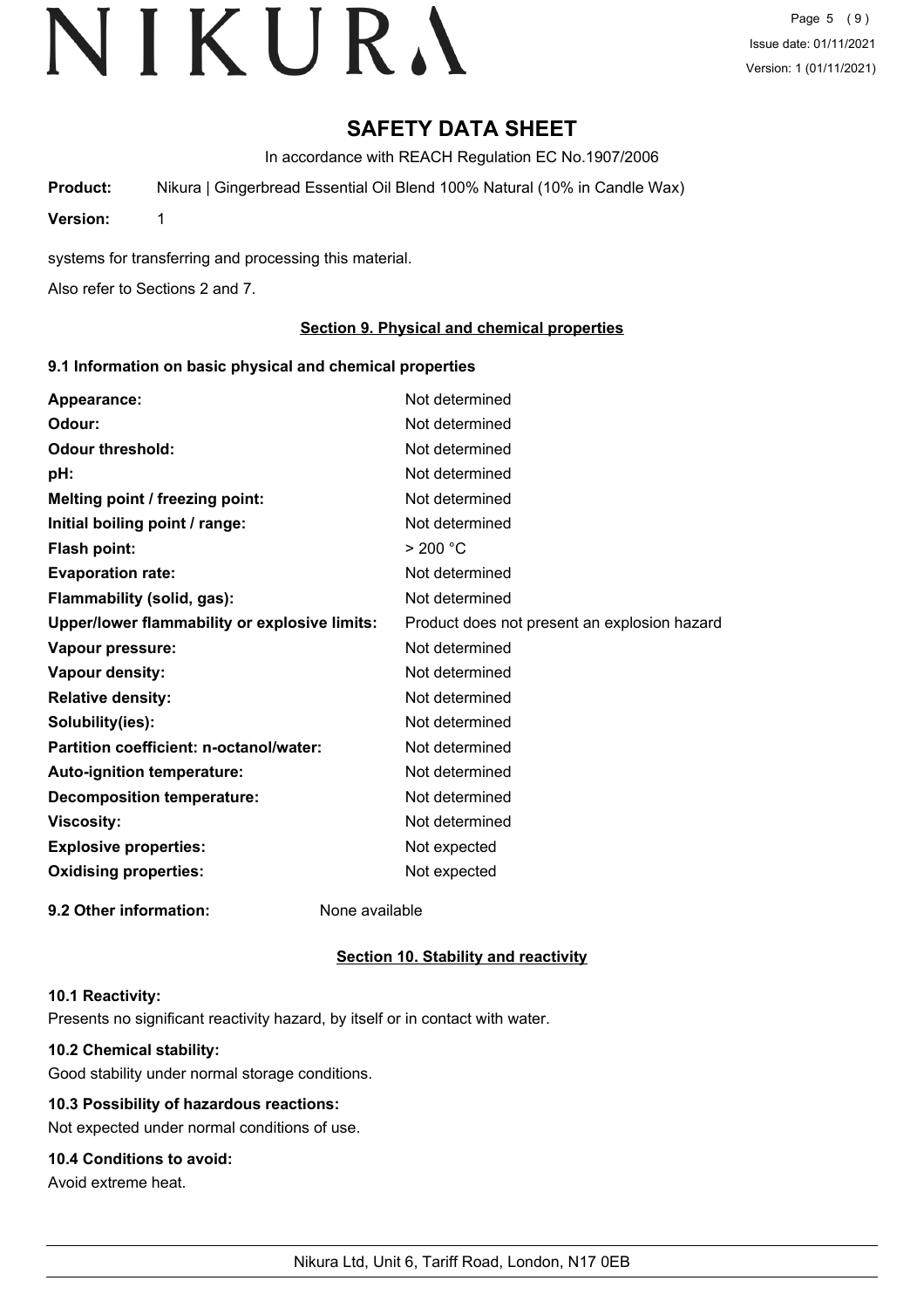# SAFETY DATA SHEET

In accordance with REACH Regulation EC No.1907/2006

**Product:** Nikura | Gingerbread Essential Oil Blend 100% Natural (10% in Candle Wax)

**Version:** 1

systems for transferring and processing this material.

Also refer to Sections 2 and 7.

## Section 9. Physical and chemical properties

### 9.1 Information on basic physical and chemical properties

| | |
|---|---|
| **Appearance:** | Not determined |
| **Odour:** | Not determined |
| **Odour threshold:** | Not determined |
| **pH:** | Not determined |
| **Melting point / freezing point:** | Not determined |
| **Initial boiling point / range:** | Not determined |
| **Flash point:** | > 200 °C |
| **Evaporation rate:** | Not determined |
| **Flammability (solid, gas):** | Not determined |
| **Upper/lower flammability or explosive limits:** | Product does not present an explosion hazard |
| **Vapour pressure:** | Not determined |
| **Vapour density:** | Not determined |
| **Relative density:** | Not determined |
| **Solubility(ies):** | Not determined |
| **Partition coefficient: n-octanol/water:** | Not determined |
| **Auto-ignition temperature:** | Not determined |
| **Decomposition temperature:** | Not determined |
| **Viscosity:** | Not determined |
| **Explosive properties:** | Not expected |
| **Oxidising properties:** | Not expected |

**9.2 Other information:** None available

## Section 10. Stability and reactivity

### 10.1 Reactivity:

Presents no significant reactivity hazard, by itself or in contact with water.

### 10.2 Chemical stability:

Good stability under normal storage conditions.

### 10.3 Possibility of hazardous reactions:

Not expected under normal conditions of use.

### 10.4 Conditions to avoid:

Avoid extreme heat.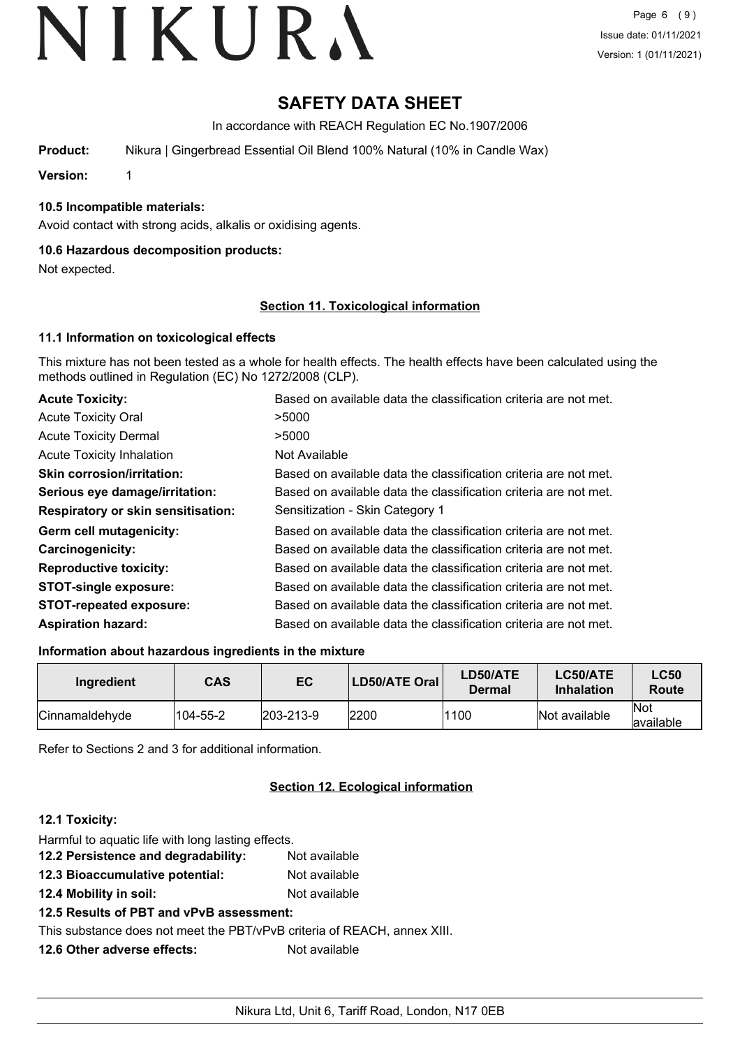# SAFETY DATA SHEET

In accordance with REACH Regulation EC No.1907/2006

**Product:** Nikura | Gingerbread Essential Oil Blend 100% Natural (10% in Candle Wax)

**Version:** 1

### 10.5 Incompatible materials:

Avoid contact with strong acids, alkalis or oxidising agents.

### 10.6 Hazardous decomposition products:

Not expected.

## Section 11. Toxicological information

### 11.1 Information on toxicological effects

This mixture has not been tested as a whole for health effects. The health effects have been calculated using the methods outlined in Regulation (EC) No 1272/2008 (CLP).

| | |
|---|---|
| **Acute Toxicity:** | Based on available data the classification criteria are not met. |
| Acute Toxicity Oral | >5000 |
| Acute Toxicity Dermal | >5000 |
| Acute Toxicity Inhalation | Not Available |
| **Skin corrosion/irritation:** | Based on available data the classification criteria are not met. |
| **Serious eye damage/irritation:** | Based on available data the classification criteria are not met. |
| **Respiratory or skin sensitisation:** | Sensitization - Skin Category 1 |
| **Germ cell mutagenicity:** | Based on available data the classification criteria are not met. |
| **Carcinogenicity:** | Based on available data the classification criteria are not met. |
| **Reproductive toxicity:** | Based on available data the classification criteria are not met. |
| **STOT-single exposure:** | Based on available data the classification criteria are not met. |
| **STOT-repeated exposure:** | Based on available data the classification criteria are not met. |
| **Aspiration hazard:** | Based on available data the classification criteria are not met. |

### Information about hazardous ingredients in the mixture

| Ingredient | CAS | EC | LD50/ATE Oral | LD50/ATE Dermal | LC50/ATE Inhalation | LC50 Route |
|---|---|---|---|---|---|---|
| Cinnamaldehyde | 104-55-2 | 203-213-9 | 2200 | 1100 | Not available | Not available |

Refer to Sections 2 and 3 for additional information.

## Section 12. Ecological information

### 12.1 Toxicity:

Harmful to aquatic life with long lasting effects.

**12.2 Persistence and degradability:** Not available

**12.3 Bioaccumulative potential:** Not available

**12.4 Mobility in soil:** Not available

**12.5 Results of PBT and vPvB assessment:**

This substance does not meet the PBT/vPvB criteria of REACH, annex XIII.

**12.6 Other adverse effects:** Not available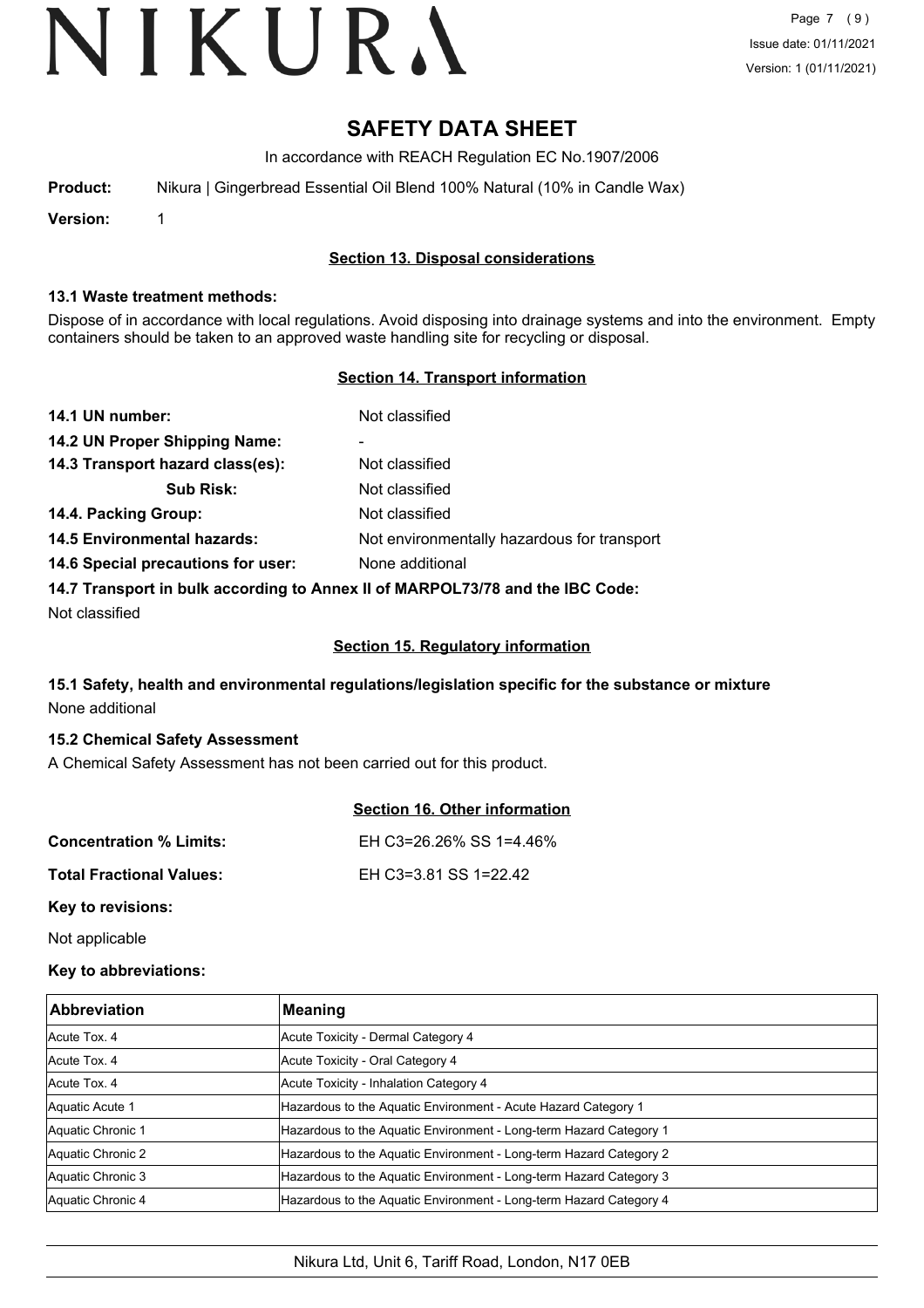# SAFETY DATA SHEET

In accordance with REACH Regulation EC No.1907/2006

**Product:** Nikura | Gingerbread Essential Oil Blend 100% Natural (10% in Candle Wax)

**Version:** 1

## Section 13. Disposal considerations

### 13.1 Waste treatment methods:

Dispose of in accordance with local regulations. Avoid disposing into drainage systems and into the environment. Empty containers should be taken to an approved waste handling site for recycling or disposal.

## Section 14. Transport information

**14.1 UN number:** Not classified

**14.2 UN Proper Shipping Name:** -

**14.3 Transport hazard class(es):** Not classified

**Sub Risk:** Not classified

**14.4. Packing Group:** Not classified

**14.5 Environmental hazards:** Not environmentally hazardous for transport

**14.6 Special precautions for user:** None additional

**14.7 Transport in bulk according to Annex II of MARPOL73/78 and the IBC Code:**

Not classified

## Section 15. Regulatory information

### 15.1 Safety, health and environmental regulations/legislation specific for the substance or mixture

None additional

### 15.2 Chemical Safety Assessment

A Chemical Safety Assessment has not been carried out for this product.

## Section 16. Other information

**Concentration % Limits:** EH C3=26.26% SS 1=4.46%

**Total Fractional Values:** EH C3=3.81 SS 1=22.42

**Key to revisions:**

Not applicable

**Key to abbreviations:**

| Abbreviation | Meaning |
|---|---|
| Acute Tox. 4 | Acute Toxicity - Dermal Category 4 |
| Acute Tox. 4 | Acute Toxicity - Oral Category 4 |
| Acute Tox. 4 | Acute Toxicity - Inhalation Category 4 |
| Aquatic Acute 1 | Hazardous to the Aquatic Environment - Acute Hazard Category 1 |
| Aquatic Chronic 1 | Hazardous to the Aquatic Environment - Long-term Hazard Category 1 |
| Aquatic Chronic 2 | Hazardous to the Aquatic Environment - Long-term Hazard Category 2 |
| Aquatic Chronic 3 | Hazardous to the Aquatic Environment - Long-term Hazard Category 3 |
| Aquatic Chronic 4 | Hazardous to the Aquatic Environment - Long-term Hazard Category 4 |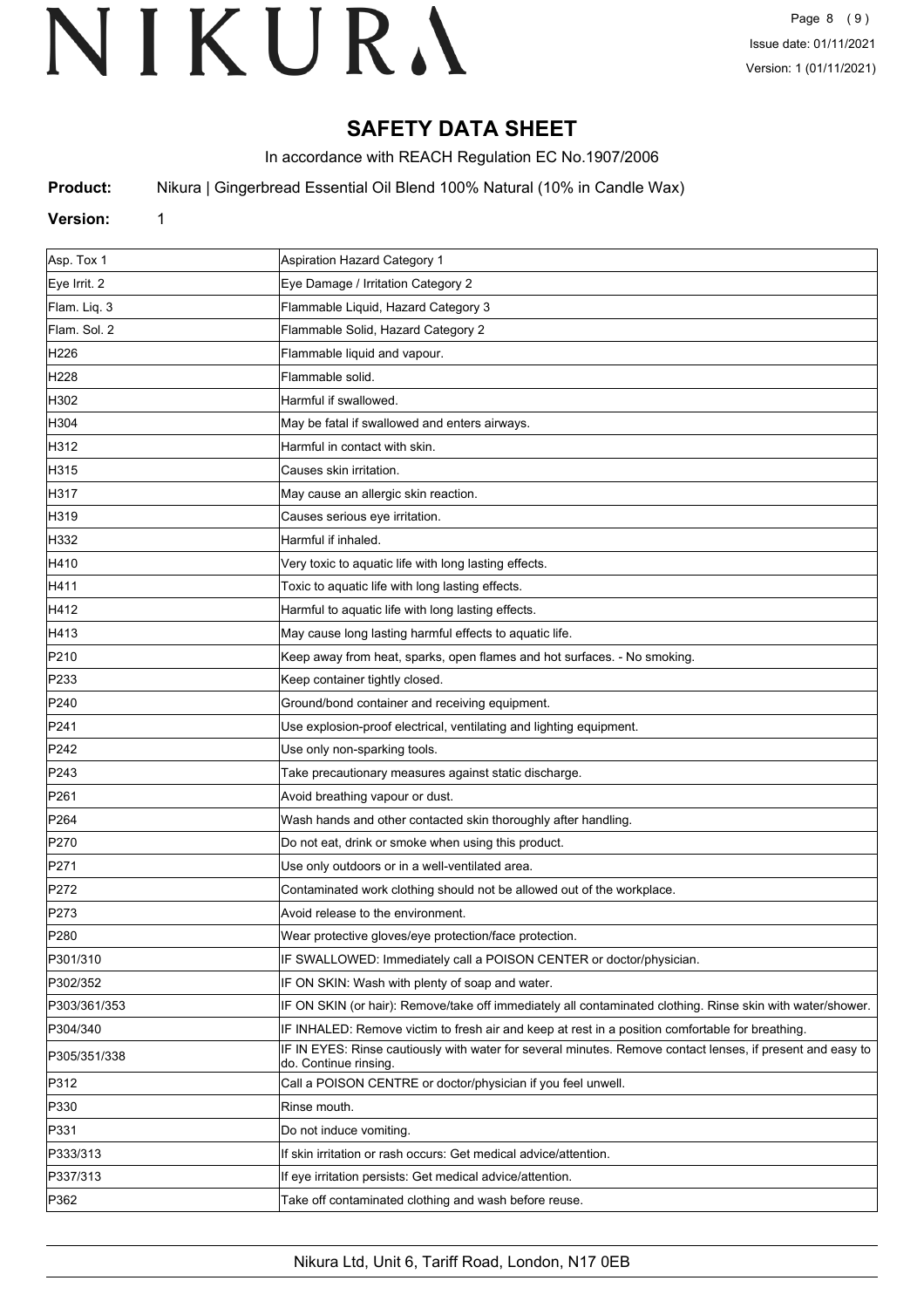# SAFETY DATA SHEET

In accordance with REACH Regulation EC No.1907/2006

**Product:** Nikura | Gingerbread Essential Oil Blend 100% Natural (10% in Candle Wax)

**Version:** 1

| | |
|---|---|
| Asp. Tox 1 | Aspiration Hazard Category 1 |
| Eye Irrit. 2 | Eye Damage / Irritation Category 2 |
| Flam. Liq. 3 | Flammable Liquid, Hazard Category 3 |
| Flam. Sol. 2 | Flammable Solid, Hazard Category 2 |
| H226 | Flammable liquid and vapour. |
| H228 | Flammable solid. |
| H302 | Harmful if swallowed. |
| H304 | May be fatal if swallowed and enters airways. |
| H312 | Harmful in contact with skin. |
| H315 | Causes skin irritation. |
| H317 | May cause an allergic skin reaction. |
| H319 | Causes serious eye irritation. |
| H332 | Harmful if inhaled. |
| H410 | Very toxic to aquatic life with long lasting effects. |
| H411 | Toxic to aquatic life with long lasting effects. |
| H412 | Harmful to aquatic life with long lasting effects. |
| H413 | May cause long lasting harmful effects to aquatic life. |
| P210 | Keep away from heat, sparks, open flames and hot surfaces. - No smoking. |
| P233 | Keep container tightly closed. |
| P240 | Ground/bond container and receiving equipment. |
| P241 | Use explosion-proof electrical, ventilating and lighting equipment. |
| P242 | Use only non-sparking tools. |
| P243 | Take precautionary measures against static discharge. |
| P261 | Avoid breathing vapour or dust. |
| P264 | Wash hands and other contacted skin thoroughly after handling. |
| P270 | Do not eat, drink or smoke when using this product. |
| P271 | Use only outdoors or in a well-ventilated area. |
| P272 | Contaminated work clothing should not be allowed out of the workplace. |
| P273 | Avoid release to the environment. |
| P280 | Wear protective gloves/eye protection/face protection. |
| P301/310 | IF SWALLOWED: Immediately call a POISON CENTER or doctor/physician. |
| P302/352 | IF ON SKIN: Wash with plenty of soap and water. |
| P303/361/353 | IF ON SKIN (or hair): Remove/take off immediately all contaminated clothing. Rinse skin with water/shower. |
| P304/340 | IF INHALED: Remove victim to fresh air and keep at rest in a position comfortable for breathing. |
| P305/351/338 | IF IN EYES: Rinse cautiously with water for several minutes. Remove contact lenses, if present and easy to do. Continue rinsing. |
| P312 | Call a POISON CENTRE or doctor/physician if you feel unwell. |
| P330 | Rinse mouth. |
| P331 | Do not induce vomiting. |
| P333/313 | If skin irritation or rash occurs: Get medical advice/attention. |
| P337/313 | If eye irritation persists: Get medical advice/attention. |
| P362 | Take off contaminated clothing and wash before reuse. |

Nikura Ltd, Unit 6, Tariff Road, London, N17 0EB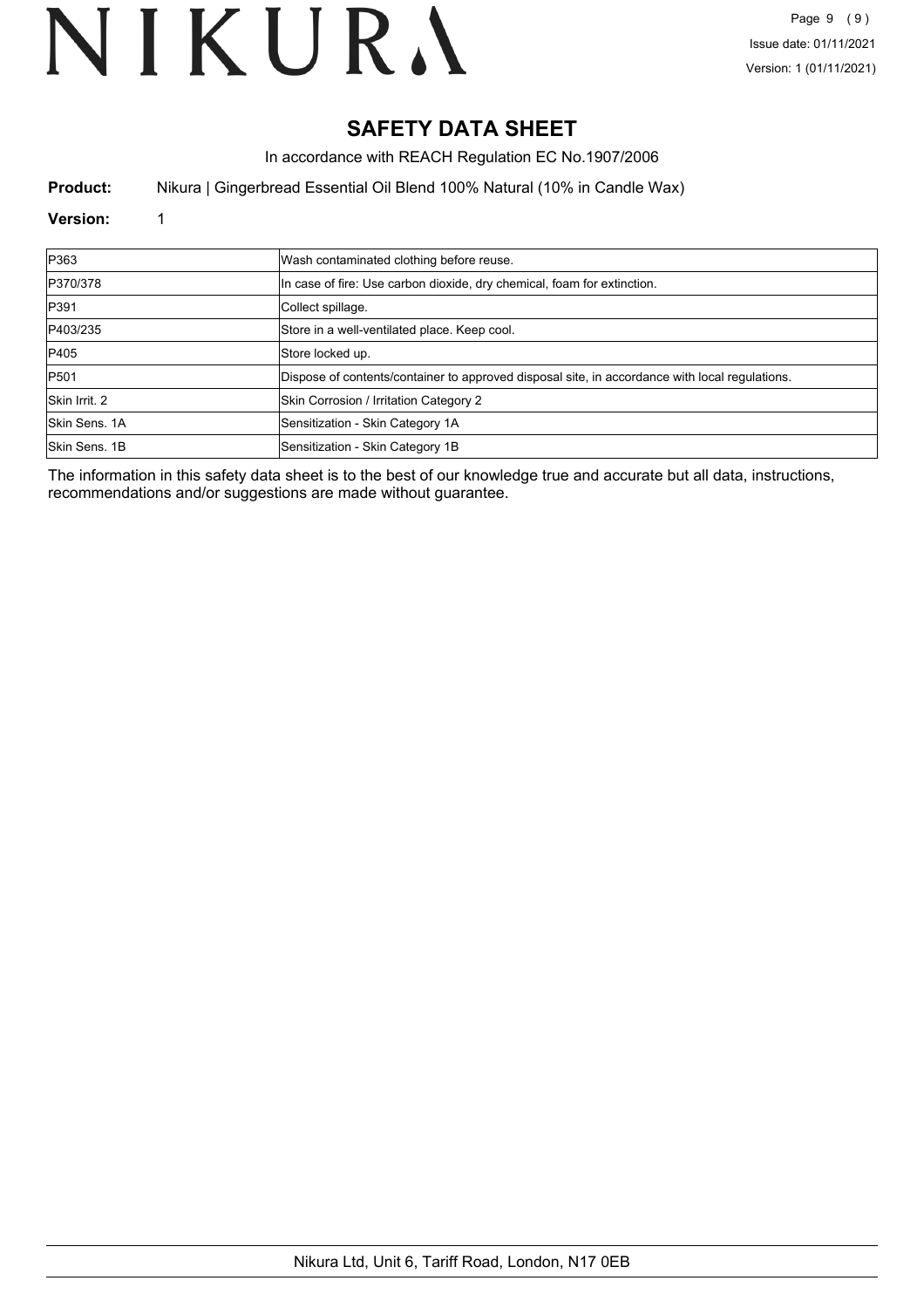# SAFETY DATA SHEET

In accordance with REACH Regulation EC No.1907/2006

**Product:** Nikura | Gingerbread Essential Oil Blend 100% Natural (10% in Candle Wax)

**Version:** 1

| | |
|---|---|
| P363 | Wash contaminated clothing before reuse. |
| P370/378 | In case of fire: Use carbon dioxide, dry chemical, foam for extinction. |
| P391 | Collect spillage. |
| P403/235 | Store in a well-ventilated place. Keep cool. |
| P405 | Store locked up. |
| P501 | Dispose of contents/container to approved disposal site, in accordance with local regulations. |
| Skin Irrit. 2 | Skin Corrosion / Irritation Category 2 |
| Skin Sens. 1A | Sensitization - Skin Category 1A |
| Skin Sens. 1B | Sensitization - Skin Category 1B |

The information in this safety data sheet is to the best of our knowledge true and accurate but all data, instructions, recommendations and/or suggestions are made without guarantee.

Nikura Ltd, Unit 6, Tariff Road, London, N17 0EB